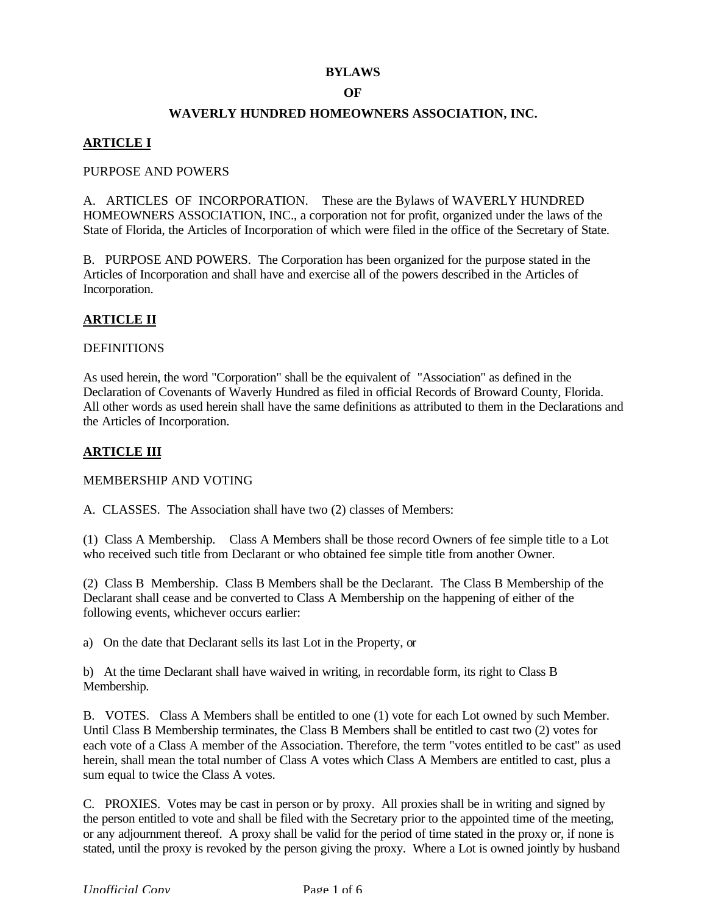# BYLAWS

# OF

# WAVERLY HUNDRED HOMEOWNERS ASSOCIATION, INC.

## ARTICLE I

PURPOSE AND POWERS

A. ARTICLES OF INCORPORATION. These are the Bylaws of WAVERLY HUNDRED HOMEOWNERS ASSOCIATION, INC., a corporation not for profit, organized under the laws of the State of Florida, the Articles of Incorporation of which were filed in the office of the Secretary of State.

B. PURPOSE AND POWERS. The Corporation has been organized for the purpose stated in the Articles of Incorporation and shall have and exercise all of the powers described in the Articles of Incorporation.

## ARTICLE II

DEFINITIONS

As used herein, the word "Corporation" shall be the equivalent of "Association" as defined in the Declaration of Covenants of Waverly Hundred as filed in official Records of Broward County, Florida. All other words as used herein shall have the same definitions as attributed to them in the Declarations and the Articles of Incorporation.

## ARTICLE III

MEMBERSHIP AND VOTING

A. CLASSES. The Association shall have two (2) classes of Members:

(1) Class A Membership. Class A Members shall be those record Owners of fee simple title to a Lot who received such title from Declarant or who obtained fee simple title from another Owner.

(2) Class B Membership. Class B Members shall be the Declarant. The Class B Membership of the Declarant shall cease and be converted to Class A Membership on the happening of either of the following events, whichever occurs earlier:

a) On the date that Declarant sells its last Lot in the Property, or

b) At the time Declarant shall have waived in writing, in recordable form, its right to Class B Membership.

B. VOTES. Class A Members shall be entitled to one (1) vote for each Lot owned by such Member. Until Class B Membership terminates, the Class B Members shall be entitled to cast two (2) votes for each vote of a Class A member of the Association. Therefore, the term "votes entitled to be cast" as used herein, shall mean the total number of Class A votes which Class A Members are entitled to cast, plus a sum equal to twice the Class A votes.

C. PROXIES. Votes may be cast in person or by proxy. All proxies shall be in writing and signed by the person entitled to vote and shall be filed with the Secretary prior to the appointed time of the meeting, or any adjournment thereof. A proxy shall be valid for the period of time stated in the proxy or, if none is stated, until the proxy is revoked by the person giving the proxy. Where a Lot is owned jointly by husband

*Unofficial Copy*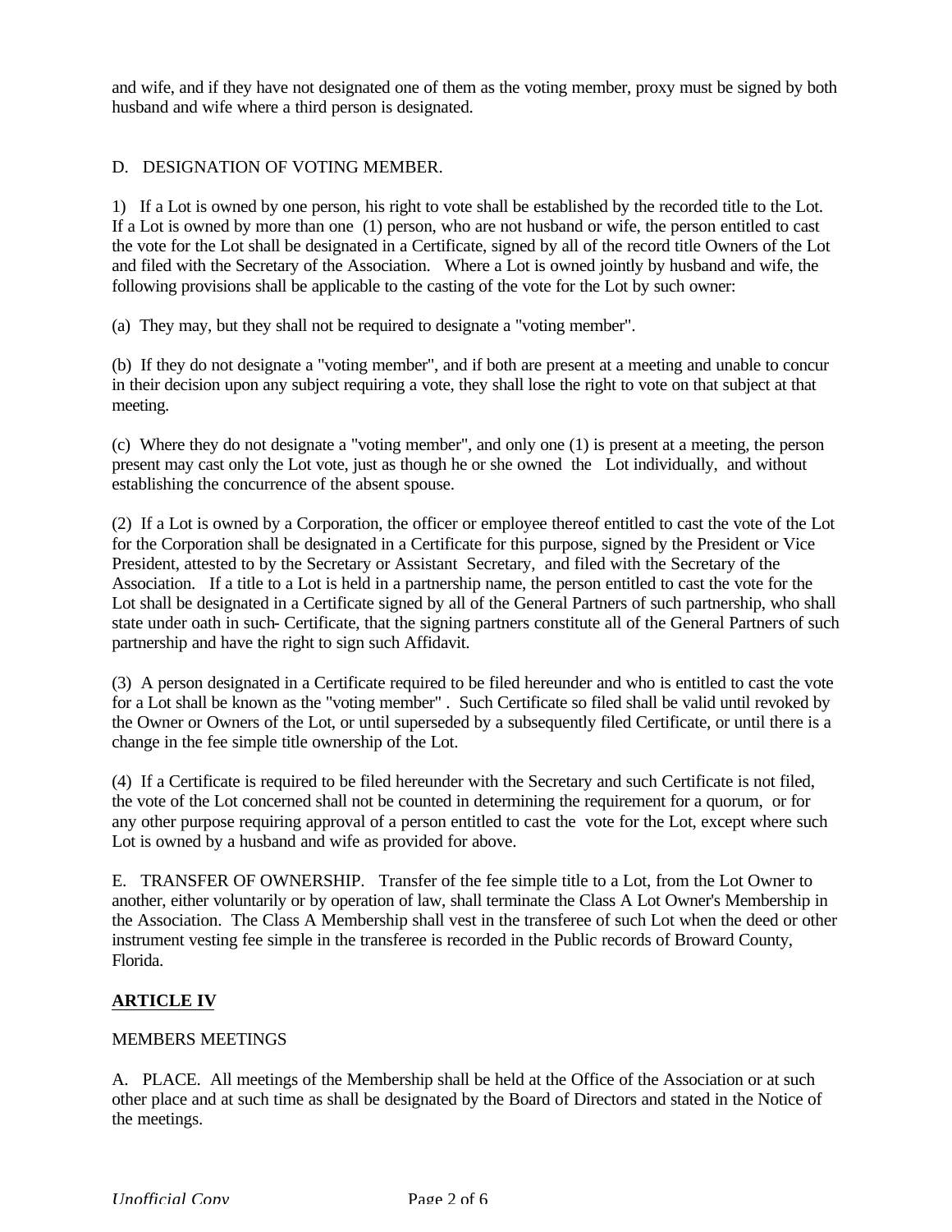and wife, and if they have not designated one of them as the voting member, proxy must be signed by both husband and wife where a third person is designated.

D. DESIGNATION OF VOTING MEMBER.

1) If a Lot is owned by one person, his right to vote shall be established by the recorded title to the Lot. If a Lot is owned by more than one (1) person, who are not husband or wife, the person entitled to cast the vote for the Lot shall be designated in a Certificate, signed by all of the record title Owners of the Lot and filed with the Secretary of the Association. Where a Lot is owned jointly by husband and wife, the following provisions shall be applicable to the casting of the vote for the Lot by such owner:

(a) They may, but they shall not be required to designate a "voting member".

(b) If they do not designate a "voting member", and if both are present at a meeting and unable to concur in their decision upon any subject requiring a vote, they shall lose the right to vote on that subject at that meeting.

(c) Where they do not designate a "voting member", and only one (1) is present at a meeting, the person present may cast only the Lot vote, just as though he or she owned the Lot individually, and without establishing the concurrence of the absent spouse.

(2) If a Lot is owned by a Corporation, the officer or employee thereof entitled to cast the vote of the Lot for the Corporation shall be designated in a Certificate for this purpose, signed by the President or Vice President, attested to by the Secretary or Assistant Secretary, and filed with the Secretary of the Association. If a title to a Lot is held in a partnership name, the person entitled to cast the vote for the Lot shall be designated in a Certificate signed by all of the General Partners of such partnership, who shall state under oath in such- Certificate, that the signing partners constitute all of the General Partners of such partnership and have the right to sign such Affidavit.

(3) A person designated in a Certificate required to be filed hereunder and who is entitled to cast the vote for a Lot shall be known as the "voting member" . Such Certificate so filed shall be valid until revoked by the Owner or Owners of the Lot, or until superseded by a subsequently filed Certificate, or until there is a change in the fee simple title ownership of the Lot.

(4) If a Certificate is required to be filed hereunder with the Secretary and such Certificate is not filed, the vote of the Lot concerned shall not be counted in determining the requirement for a quorum, or for any other purpose requiring approval of a person entitled to cast the vote for the Lot, except where such Lot is owned by a husband and wife as provided for above.

E. TRANSFER OF OWNERSHIP. Transfer of the fee simple title to a Lot, from the Lot Owner to another, either voluntarily or by operation of law, shall terminate the Class A Lot Owner's Membership in the Association. The Class A Membership shall vest in the transferee of such Lot when the deed or other instrument vesting fee simple in the transferee is recorded in the Public records of Broward County, Florida.

## ARTICLE IV

MEMBERS MEETINGS

A. PLACE. All meetings of the Membership shall be held at the Office of the Association or at such other place and at such time as shall be designated by the Board of Directors and stated in the Notice of the meetings.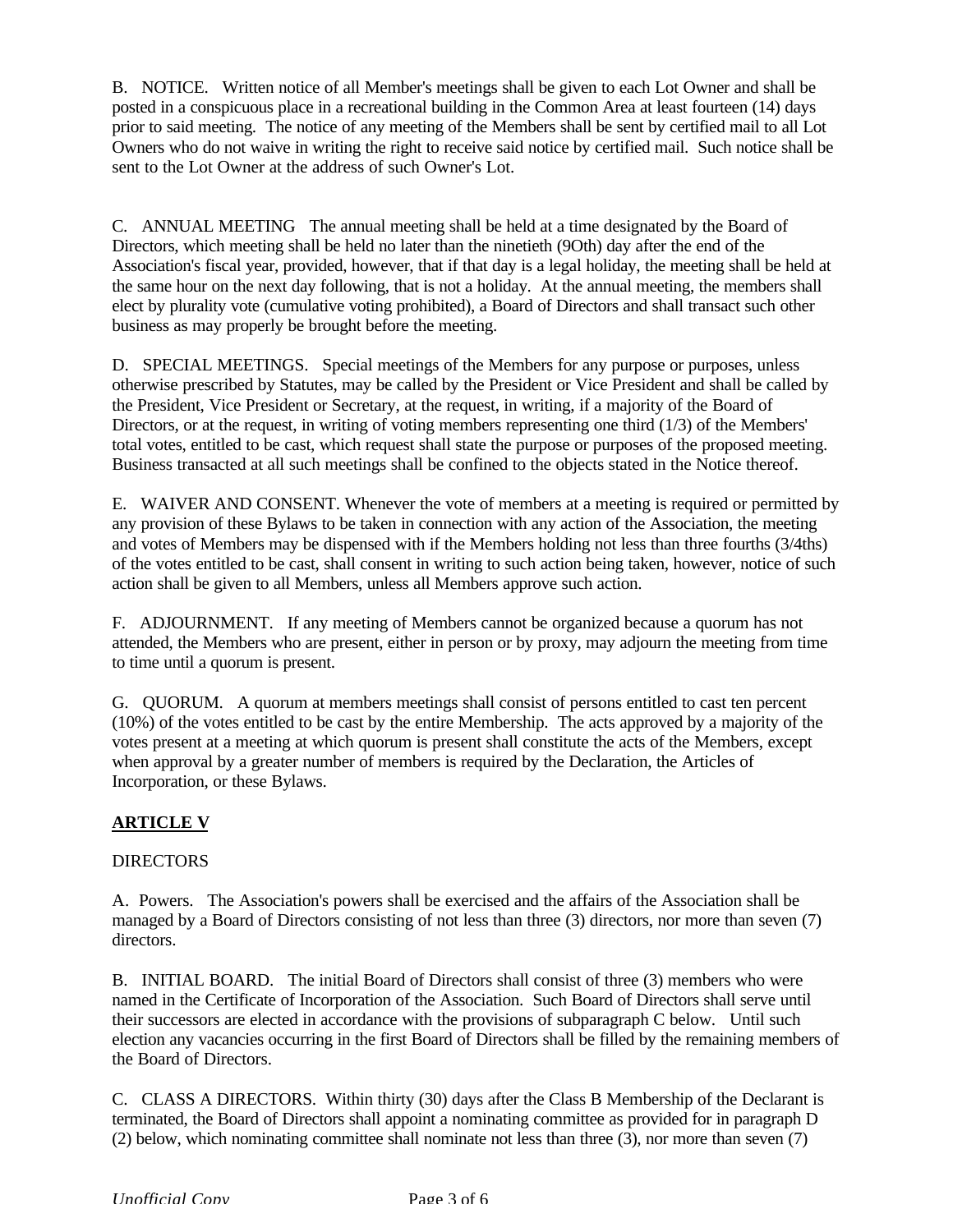B. NOTICE. Written notice of all Member's meetings shall be given to each Lot Owner and shall be posted in a conspicuous place in a recreational building in the Common Area at least fourteen (14) days prior to said meeting. The notice of any meeting of the Members shall be sent by certified mail to all Lot Owners who do not waive in writing the right to receive said notice by certified mail. Such notice shall be sent to the Lot Owner at the address of such Owner's Lot.

C. ANNUAL MEETING The annual meeting shall be held at a time designated by the Board of Directors, which meeting shall be held no later than the ninetieth (9Oth) day after the end of the Association's fiscal year, provided, however, that if that day is a legal holiday, the meeting shall be held at the same hour on the next day following, that is not a holiday. At the annual meeting, the members shall elect by plurality vote (cumulative voting prohibited), a Board of Directors and shall transact such other business as may properly be brought before the meeting.

D. SPECIAL MEETINGS. Special meetings of the Members for any purpose or purposes, unless otherwise prescribed by Statutes, may be called by the President or Vice President and shall be called by the President, Vice President or Secretary, at the request, in writing, if a majority of the Board of Directors, or at the request, in writing of voting members representing one third (1/3) of the Members' total votes, entitled to be cast, which request shall state the purpose or purposes of the proposed meeting. Business transacted at all such meetings shall be confined to the objects stated in the Notice thereof.

E. WAIVER AND CONSENT. Whenever the vote of members at a meeting is required or permitted by any provision of these Bylaws to be taken in connection with any action of the Association, the meeting and votes of Members may be dispensed with if the Members holding not less than three fourths (3/4ths) of the votes entitled to be cast, shall consent in writing to such action being taken, however, notice of such action shall be given to all Members, unless all Members approve such action.

F. ADJOURNMENT. If any meeting of Members cannot be organized because a quorum has not attended, the Members who are present, either in person or by proxy, may adjourn the meeting from time to time until a quorum is present.

G. QUORUM. A quorum at members meetings shall consist of persons entitled to cast ten percent (10%) of the votes entitled to be cast by the entire Membership. The acts approved by a majority of the votes present at a meeting at which quorum is present shall constitute the acts of the Members, except when approval by a greater number of members is required by the Declaration, the Articles of Incorporation, or these Bylaws.

## ARTICLE V

DIRECTORS

A. Powers. The Association's powers shall be exercised and the affairs of the Association shall be managed by a Board of Directors consisting of not less than three (3) directors, nor more than seven (7) directors.

B. INITIAL BOARD. The initial Board of Directors shall consist of three (3) members who were named in the Certificate of Incorporation of the Association. Such Board of Directors shall serve until their successors are elected in accordance with the provisions of subparagraph C below. Until such election any vacancies occurring in the first Board of Directors shall be filled by the remaining members of the Board of Directors.

C. CLASS A DIRECTORS. Within thirty (30) days after the Class B Membership of the Declarant is terminated, the Board of Directors shall appoint a nominating committee as provided for in paragraph D (2) below, which nominating committee shall nominate not less than three (3), nor more than seven (7)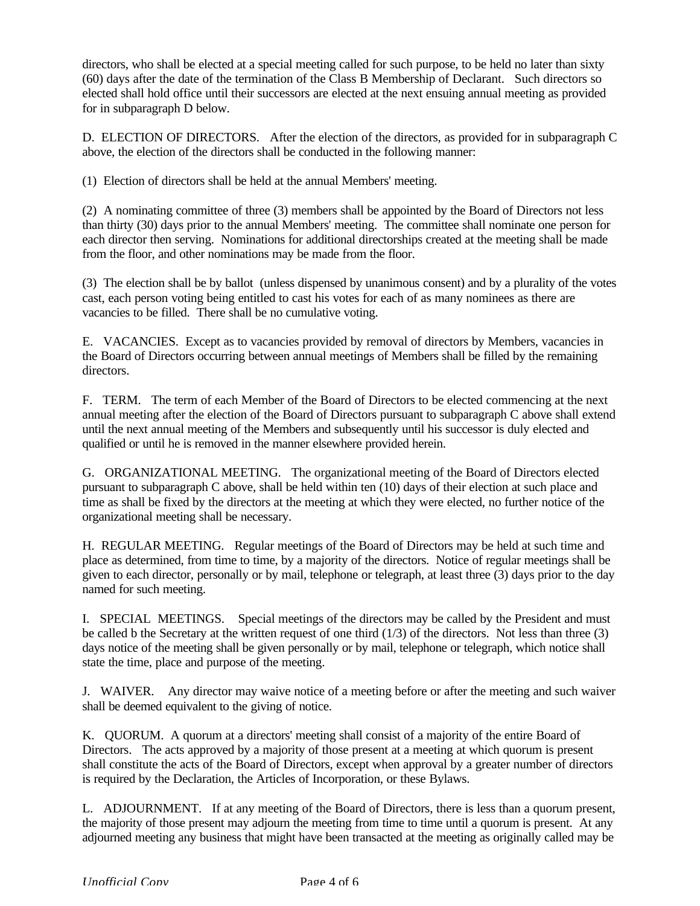directors, who shall be elected at a special meeting called for such purpose, to be held no later than sixty (60) days after the date of the termination of the Class B Membership of Declarant. Such directors so elected shall hold office until their successors are elected at the next ensuing annual meeting as provided for in subparagraph D below.

D. ELECTION OF DIRECTORS. After the election of the directors, as provided for in subparagraph C above, the election of the directors shall be conducted in the following manner:

(1) Election of directors shall be held at the annual Members' meeting.

(2) A nominating committee of three (3) members shall be appointed by the Board of Directors not less than thirty (30) days prior to the annual Members' meeting. The committee shall nominate one person for each director then serving. Nominations for additional directorships created at the meeting shall be made from the floor, and other nominations may be made from the floor.

(3) The election shall be by ballot (unless dispensed by unanimous consent) and by a plurality of the votes cast, each person voting being entitled to cast his votes for each of as many nominees as there are vacancies to be filled. There shall be no cumulative voting.

E. VACANCIES. Except as to vacancies provided by removal of directors by Members, vacancies in the Board of Directors occurring between annual meetings of Members shall be filled by the remaining directors.

F. TERM. The term of each Member of the Board of Directors to be elected commencing at the next annual meeting after the election of the Board of Directors pursuant to subparagraph C above shall extend until the next annual meeting of the Members and subsequently until his successor is duly elected and qualified or until he is removed in the manner elsewhere provided herein.

G. ORGANIZATIONAL MEETING. The organizational meeting of the Board of Directors elected pursuant to subparagraph C above, shall be held within ten (10) days of their election at such place and time as shall be fixed by the directors at the meeting at which they were elected, no further notice of the organizational meeting shall be necessary.

H. REGULAR MEETING. Regular meetings of the Board of Directors may be held at such time and place as determined, from time to time, by a majority of the directors. Notice of regular meetings shall be given to each director, personally or by mail, telephone or telegraph, at least three (3) days prior to the day named for such meeting.

I. SPECIAL MEETINGS. Special meetings of the directors may be called by the President and must be called b the Secretary at the written request of one third (1/3) of the directors. Not less than three (3) days notice of the meeting shall be given personally or by mail, telephone or telegraph, which notice shall state the time, place and purpose of the meeting.

J. WAIVER. Any director may waive notice of a meeting before or after the meeting and such waiver shall be deemed equivalent to the giving of notice.

K. QUORUM. A quorum at a directors' meeting shall consist of a majority of the entire Board of Directors. The acts approved by a majority of those present at a meeting at which quorum is present shall constitute the acts of the Board of Directors, except when approval by a greater number of directors is required by the Declaration, the Articles of Incorporation, or these Bylaws.

L. ADJOURNMENT. If at any meeting of the Board of Directors, there is less than a quorum present, the majority of those present may adjourn the meeting from time to time until a quorum is present. At any adjourned meeting any business that might have been transacted at the meeting as originally called may be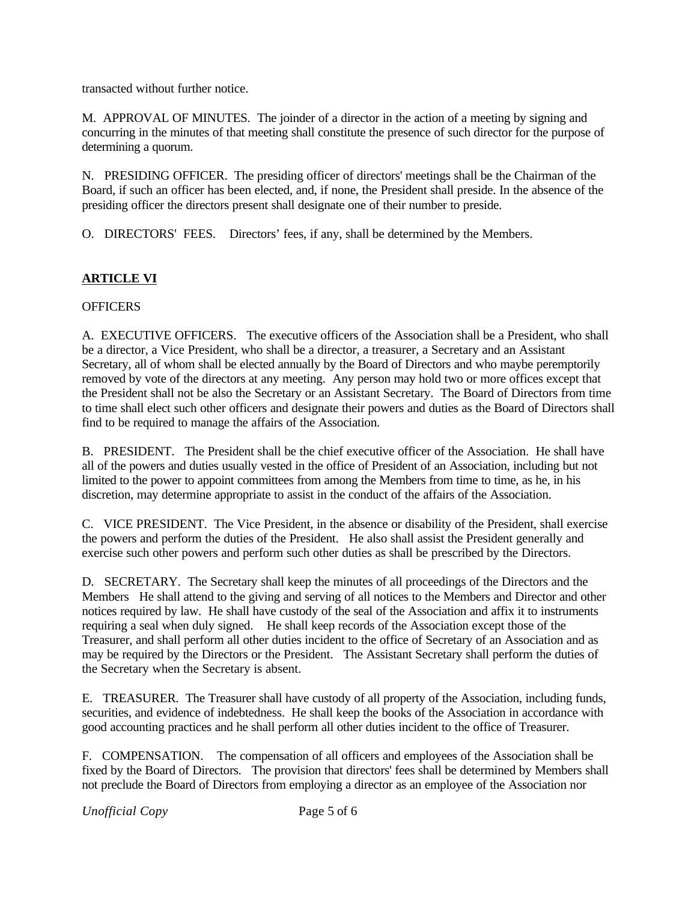transacted without further notice.

M. APPROVAL OF MINUTES. The joinder of a director in the action of a meeting by signing and concurring in the minutes of that meeting shall constitute the presence of such director for the purpose of determining a quorum.

N. PRESIDING OFFICER. The presiding officer of directors' meetings shall be the Chairman of the Board, if such an officer has been elected, and, if none, the President shall preside. In the absence of the presiding officer the directors present shall designate one of their number to preside.

O. DIRECTORS' FEES. Directors' fees, if any, shall be determined by the Members.

## ARTICLE VI

OFFICERS

A. EXECUTIVE OFFICERS. The executive officers of the Association shall be a President, who shall be a director, a Vice President, who shall be a director, a treasurer, a Secretary and an Assistant Secretary, all of whom shall be elected annually by the Board of Directors and who maybe peremptorily removed by vote of the directors at any meeting. Any person may hold two or more offices except that the President shall not be also the Secretary or an Assistant Secretary. The Board of Directors from time to time shall elect such other officers and designate their powers and duties as the Board of Directors shall find to be required to manage the affairs of the Association.

B. PRESIDENT. The President shall be the chief executive officer of the Association. He shall have all of the powers and duties usually vested in the office of President of an Association, including but not limited to the power to appoint committees from among the Members from time to time, as he, in his discretion, may determine appropriate to assist in the conduct of the affairs of the Association.

C. VICE PRESIDENT. The Vice President, in the absence or disability of the President, shall exercise the powers and perform the duties of the President. He also shall assist the President generally and exercise such other powers and perform such other duties as shall be prescribed by the Directors.

D. SECRETARY. The Secretary shall keep the minutes of all proceedings of the Directors and the Members He shall attend to the giving and serving of all notices to the Members and Director and other notices required by law. He shall have custody of the seal of the Association and affix it to instruments requiring a seal when duly signed. He shall keep records of the Association except those of the Treasurer, and shall perform all other duties incident to the office of Secretary of an Association and as may be required by the Directors or the President. The Assistant Secretary shall perform the duties of the Secretary when the Secretary is absent.

E. TREASURER. The Treasurer shall have custody of all property of the Association, including funds, securities, and evidence of indebtedness. He shall keep the books of the Association in accordance with good accounting practices and he shall perform all other duties incident to the office of Treasurer.

F. COMPENSATION. The compensation of all officers and employees of the Association shall be fixed by the Board of Directors. The provision that directors' fees shall be determined by Members shall not preclude the Board of Directors from employing a director as an employee of the Association nor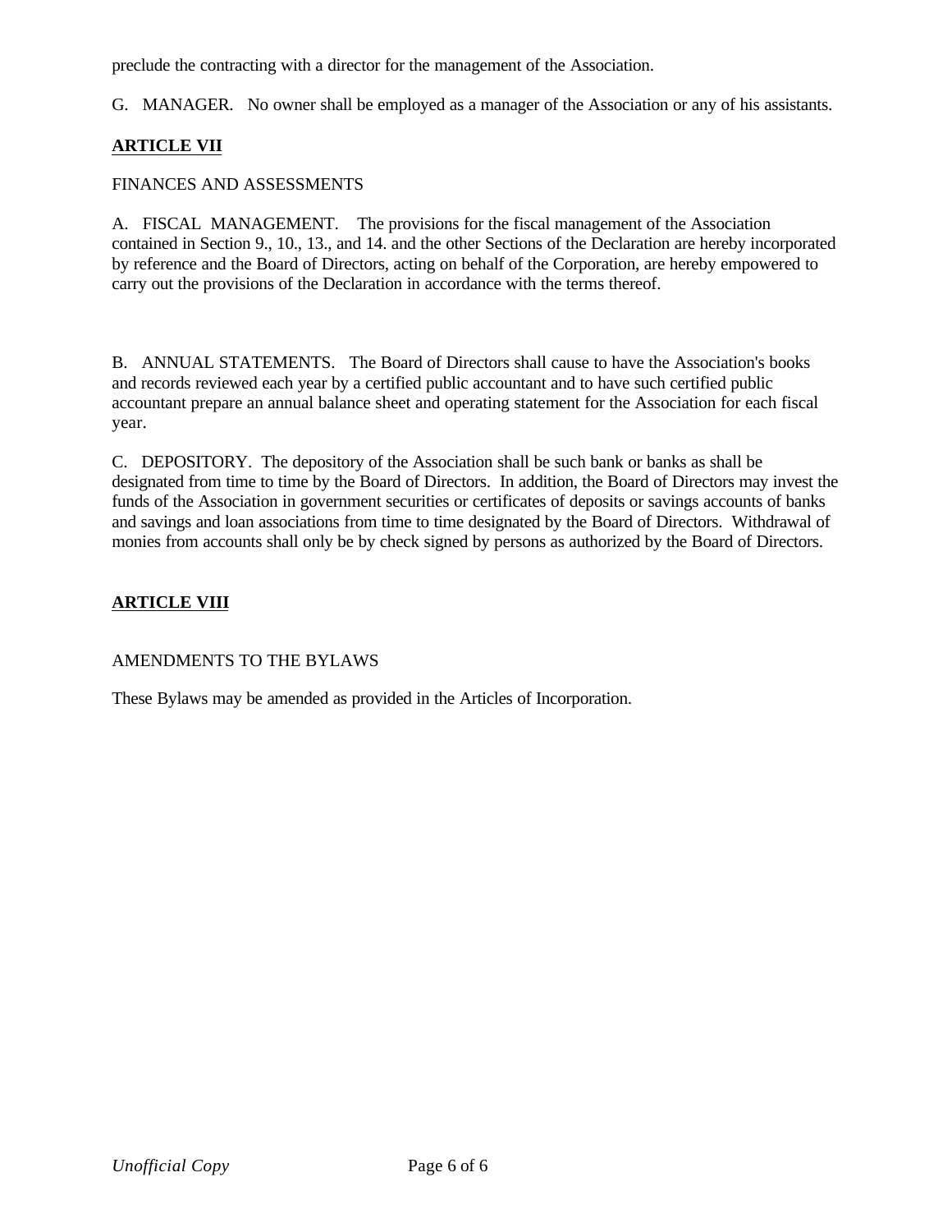preclude the contracting with a director for the management of the Association.

G. MANAGER. No owner shall be employed as a manager of the Association or any of his assistants.

## ARTICLE VII

FINANCES AND ASSESSMENTS

A. FISCAL MANAGEMENT. The provisions for the fiscal management of the Association contained in Section 9., 10., 13., and 14. and the other Sections of the Declaration are hereby incorporated by reference and the Board of Directors, acting on behalf of the Corporation, are hereby empowered to carry out the provisions of the Declaration in accordance with the terms thereof.

B. ANNUAL STATEMENTS. The Board of Directors shall cause to have the Association's books and records reviewed each year by a certified public accountant and to have such certified public accountant prepare an annual balance sheet and operating statement for the Association for each fiscal year.

C. DEPOSITORY. The depository of the Association shall be such bank or banks as shall be designated from time to time by the Board of Directors. In addition, the Board of Directors may invest the funds of the Association in government securities or certificates of deposits or savings accounts of banks and savings and loan associations from time to time designated by the Board of Directors. Withdrawal of monies from accounts shall only be by check signed by persons as authorized by the Board of Directors.

## ARTICLE VIII

AMENDMENTS TO THE BYLAWS

These Bylaws may be amended as provided in the Articles of Incorporation.

*Unofficial Copy*